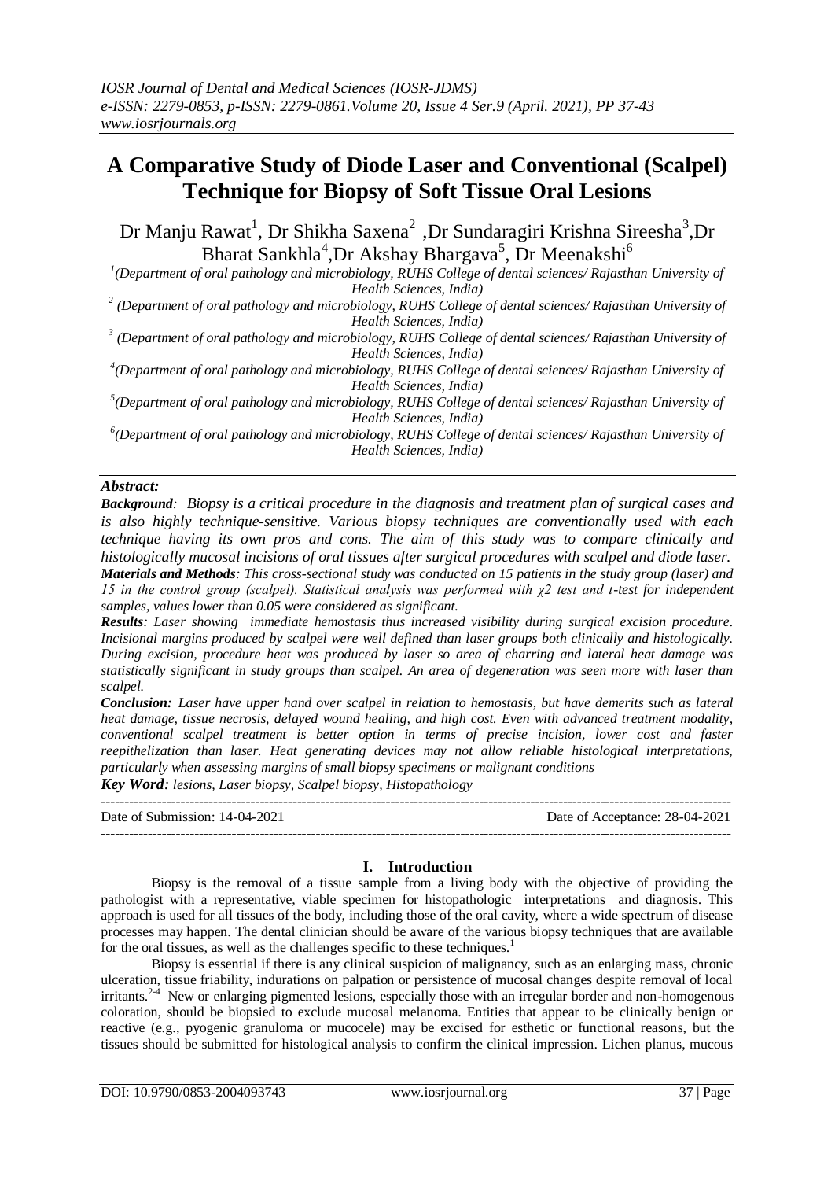# A Comparative Study of Diode Laser and Conventional (Scalpel) Technique for Biopsy of Soft Tissue Oral Lesions

Dr Manju Rawat[1], Dr Shikha Saxena[2] ,Dr Sundaragiri Krishna Sireesha[3],Dr Bharat Sankhla[4],Dr Akshay Bhargava[5], Dr Meenakshi[6]

[1](Department of oral pathology and microbiology, RUHS College of dental sciences/ Rajasthan University of Health Sciences, India)
[2] (Department of oral pathology and microbiology, RUHS College of dental sciences/ Rajasthan University of Health Sciences, India)
[3] (Department of oral pathology and microbiology, RUHS College of dental sciences/ Rajasthan University of Health Sciences, India)
[4](Department of oral pathology and microbiology, RUHS College of dental sciences/ Rajasthan University of Health Sciences, India)
[5](Department of oral pathology and microbiology, RUHS College of dental sciences/ Rajasthan University of Health Sciences, India)
[6](Department of oral pathology and microbiology, RUHS College of dental sciences/ Rajasthan University of Health Sciences, India)

***Abstract:***

***Background****: Biopsy is a critical procedure in the diagnosis and treatment plan of surgical cases and is also highly technique-sensitive. Various biopsy techniques are conventionally used with each technique having its own pros and cons. The aim of this study was to compare clinically and histologically mucosal incisions of oral tissues after surgical procedures with scalpel and diode laser.*

***Materials and Methods****: This cross-sectional study was conducted on 15 patients in the study group (laser) and 15 in the control group (scalpel). Statistical analysis was performed with $\chi 2$ test and t-test for independent samples, values lower than 0.05 were considered as significant.*

***Results****: Laser showing immediate hemostasis thus increased visibility during surgical excision procedure. Incisional margins produced by scalpel were well defined than laser groups both clinically and histologically. During excision, procedure heat was produced by laser so area of charring and lateral heat damage was statistically significant in study groups than scalpel. An area of degeneration was seen more with laser than scalpel.*

***Conclusion:*** *Laser have upper hand over scalpel in relation to hemostasis, but have demerits such as lateral heat damage, tissue necrosis, delayed wound healing, and high cost. Even with advanced treatment modality, conventional scalpel treatment is better option in terms of precise incision, lower cost and faster reepithelization than laser. Heat generating devices may not allow reliable histological interpretations, particularly when assessing margins of small biopsy specimens or malignant conditions*

***Key Word****: lesions, Laser biopsy, Scalpel biopsy, Histopathology*

Date of Submission: 14-04-2021 Date of Acceptance: 28-04-2021

## I. Introduction

Biopsy is the removal of a tissue sample from a living body with the objective of providing the pathologist with a representative, viable specimen for histopathologic interpretations and diagnosis. This approach is used for all tissues of the body, including those of the oral cavity, where a wide spectrum of disease processes may happen. The dental clinician should be aware of the various biopsy techniques that are available for the oral tissues, as well as the challenges specific to these techniques.[1]

Biopsy is essential if there is any clinical suspicion of malignancy, such as an enlarging mass, chronic ulceration, tissue friability, indurations on palpation or persistence of mucosal changes despite removal of local irritants.[2-4] New or enlarging pigmented lesions, especially those with an irregular border and non-homogenous coloration, should be biopsied to exclude mucosal melanoma. Entities that appear to be clinically benign or reactive (e.g., pyogenic granuloma or mucocele) may be excised for esthetic or functional reasons, but the tissues should be submitted for histological analysis to confirm the clinical impression. Lichen planus, mucous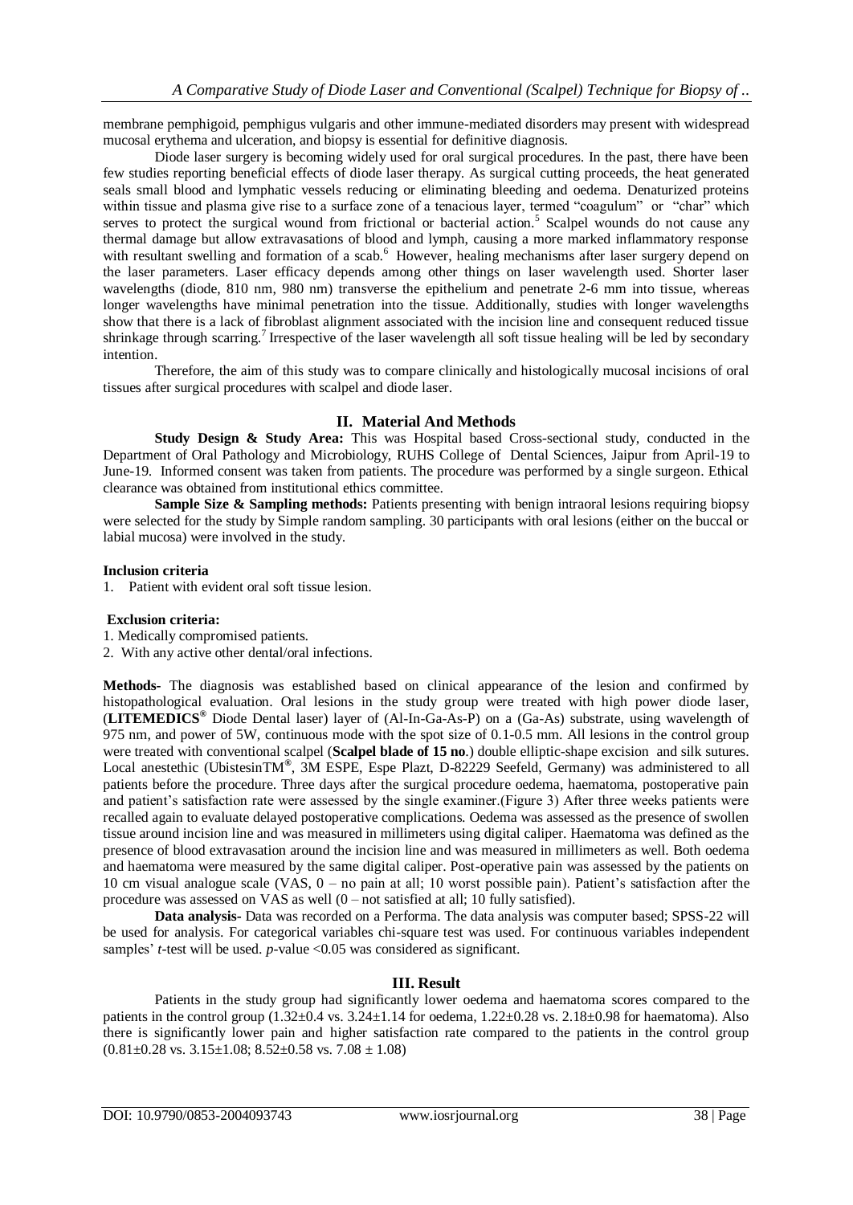membrane pemphigoid, pemphigus vulgaris and other immune-mediated disorders may present with widespread mucosal erythema and ulceration, and biopsy is essential for definitive diagnosis.

Diode laser surgery is becoming widely used for oral surgical procedures. In the past, there have been few studies reporting beneficial effects of diode laser therapy. As surgical cutting proceeds, the heat generated seals small blood and lymphatic vessels reducing or eliminating bleeding and oedema. Denaturized proteins within tissue and plasma give rise to a surface zone of a tenacious layer, termed "coagulum" or "char" which serves to protect the surgical wound from frictional or bacterial action.[5] Scalpel wounds do not cause any thermal damage but allow extravasations of blood and lymph, causing a more marked inflammatory response with resultant swelling and formation of a scab.[6] However, healing mechanisms after laser surgery depend on the laser parameters. Laser efficacy depends among other things on laser wavelength used. Shorter laser wavelengths (diode, 810 nm, 980 nm) transverse the epithelium and penetrate 2-6 mm into tissue, whereas longer wavelengths have minimal penetration into the tissue. Additionally, studies with longer wavelengths show that there is a lack of fibroblast alignment associated with the incision line and consequent reduced tissue shrinkage through scarring.[7] Irrespective of the laser wavelength all soft tissue healing will be led by secondary intention.

Therefore, the aim of this study was to compare clinically and histologically mucosal incisions of oral tissues after surgical procedures with scalpel and diode laser.

## II. Material And Methods

**Study Design & Study Area:** This was Hospital based Cross-sectional study, conducted in the Department of Oral Pathology and Microbiology, RUHS College of Dental Sciences, Jaipur from April-19 to June-19. Informed consent was taken from patients. The procedure was performed by a single surgeon. Ethical clearance was obtained from institutional ethics committee.

**Sample Size & Sampling methods:** Patients presenting with benign intraoral lesions requiring biopsy were selected for the study by Simple random sampling. 30 participants with oral lesions (either on the buccal or labial mucosa) were involved in the study.

**Inclusion criteria**

1. Patient with evident oral soft tissue lesion.

**Exclusion criteria:**

1. Medically compromised patients.
2. With any active other dental/oral infections.

**Methods-** The diagnosis was established based on clinical appearance of the lesion and confirmed by histopathological evaluation. Oral lesions in the study group were treated with high power diode laser, (**LITEMEDICS®** Diode Dental laser) layer of (Al-In-Ga-As-P) on a (Ga-As) substrate, using wavelength of 975 nm, and power of 5W, continuous mode with the spot size of 0.1-0.5 mm. All lesions in the control group were treated with conventional scalpel (**Scalpel blade of 15 no**.) double elliptic-shape excision and silk sutures. Local anestethic (UbistesinTM®, 3M ESPE, Espe Platz, D-82229 Seefeld, Germany) was administered to all patients before the procedure. Three days after the surgical procedure oedema, haematoma, postoperative pain and patient's satisfaction rate were assessed by the single examiner.(Figure 3) After three weeks patients were recalled again to evaluate delayed postoperative complications. Oedema was assessed as the presence of swollen tissue around incision line and was measured in millimeters using digital caliper. Haematoma was defined as the presence of blood extravasation around the incision line and was measured in millimeters as well. Both oedema and haematoma were measured by the same digital caliper. Post-operative pain was assessed by the patients on 10 cm visual analogue scale (VAS, 0 – no pain at all; 10 worst possible pain). Patient's satisfaction after the procedure was assessed on VAS as well (0 – not satisfied at all; 10 fully satisfied).

**Data analysis-** Data was recorded on a Performa. The data analysis was computer based; SPSS-22 will be used for analysis. For categorical variables chi-square test was used. For continuous variables independent samples' *t*-test will be used. *p*-value <0.05 was considered as significant.

## III. Result

Patients in the study group had significantly lower oedema and haematoma scores compared to the patients in the control group (1.32±0.4 vs. 3.24±1.14 for oedema, 1.22±0.28 vs. 2.18±0.98 for haematoma). Also there is significantly lower pain and higher satisfaction rate compared to the patients in the control group (0.81±0.28 vs. 3.15±1.08; 8.52±0.58 vs. 7.08 ± 1.08)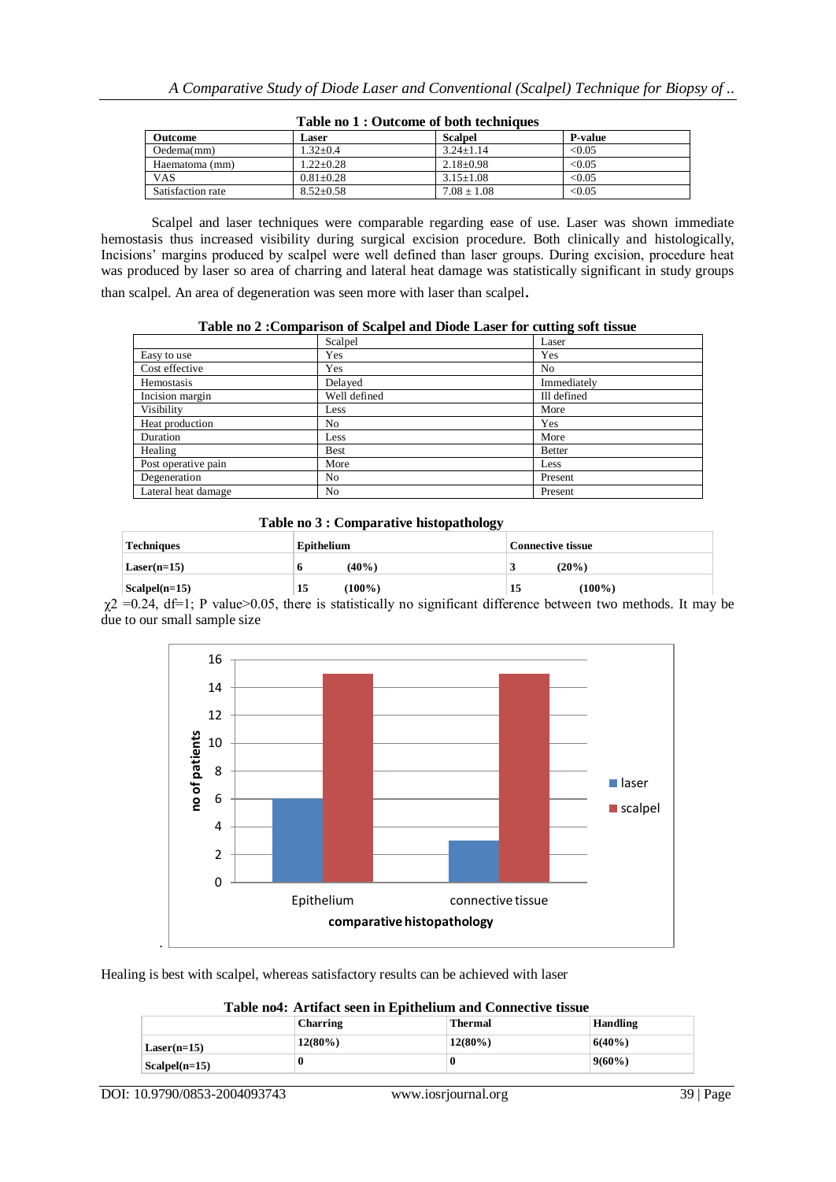**Table no 1 : Outcome of both techniques**

| Outcome | Laser | Scalpel | P-value |
|---|---|---|---|
| Oedema(mm) | 1.32±0.4 | 3.24±1.14 | <0.05 |
| Haematoma (mm) | 1.22±0.28 | 2.18±0.98 | <0.05 |
| VAS | 0.81±0.28 | 3.15±1.08 | <0.05 |
| Satisfaction rate | 8.52±0.58 | 7.08 ± 1.08 | <0.05 |

Scalpel and laser techniques were comparable regarding ease of use. Laser was shown immediate hemostasis thus increased visibility during surgical excision procedure. Both clinically and histologically, Incisions' margins produced by scalpel were well defined than laser groups. During excision, procedure heat was produced by laser so area of charring and lateral heat damage was statistically significant in study groups than scalpel. An area of degeneration was seen more with laser than scalpel.

**Table no 2 :Comparison of Scalpel and Diode Laser for cutting soft tissue**

| | Scalpel | Laser |
|---|---|---|
| Easy to use | Yes | Yes |
| Cost effective | Yes | No |
| Hemostasis | Delayed | Immediately |
| Incision margin | Well defined | Ill defined |
| Visibility | Less | More |
| Heat production | No | Yes |
| Duration | Less | More |
| Healing | Best | Better |
| Post operative pain | More | Less |
| Degeneration | No | Present |
| Lateral heat damage | No | Present |

**Table no 3 : Comparative histopathology**

| Techniques | Epithelium | Connective tissue |
|---|---|---|
| **Laser(n=15)** | **6 (40%)** | **3 (20%)** |
| **Scalpel(n=15)** | **15 (100%)** | **15 (100%)** |

$\chi2$ =0.24, df=1; P value>0.05, there is statistically no significant difference between two methods. It may be due to our small sample size

Healing is best with scalpel, whereas satisfactory results can be achieved with laser

**Table no4: Artifact seen in Epithelium and Connective tissue**

| | Charring | Thermal | Handling |
|---|---|---|---|
| **Laser(n=15)** | **12(80%)** | **12(80%)** | **6(40%)** |
| **Scalpel(n=15)** | **0** | **0** | **9(60%)** |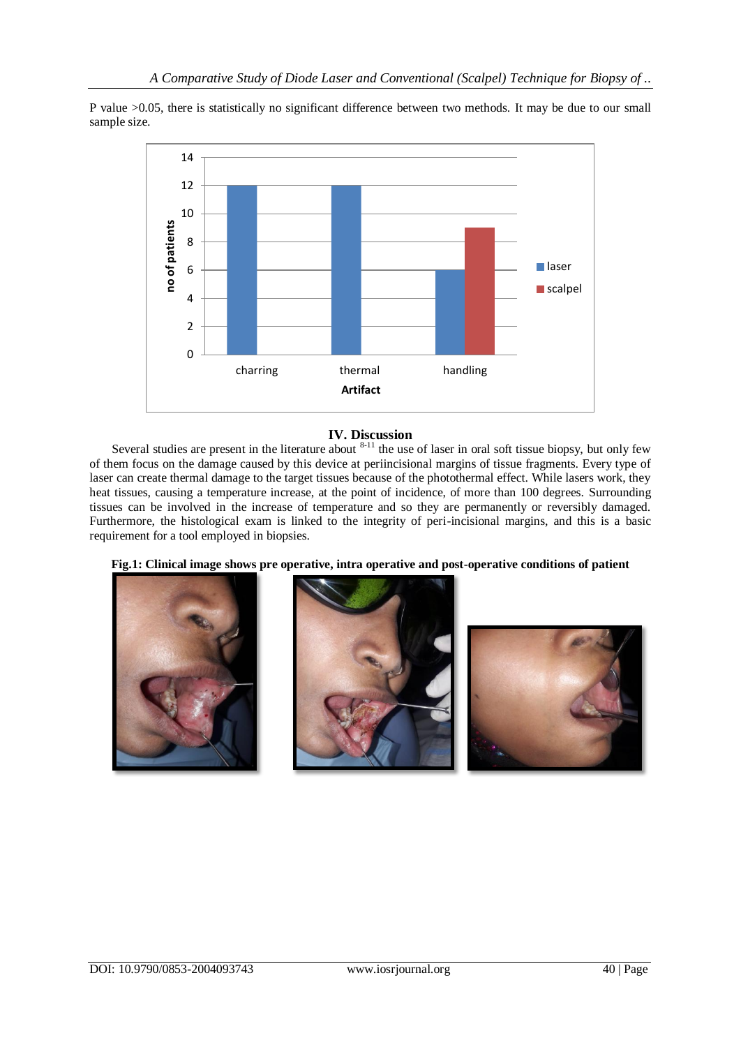P value >0.05, there is statistically no significant difference between two methods. It may be due to our small sample size.

## IV. Discussion

Several studies are present in the literature about [8-11] the use of laser in oral soft tissue biopsy, but only few of them focus on the damage caused by this device at periincisional margins of tissue fragments. Every type of laser can create thermal damage to the target tissues because of the photothermal effect. While lasers work, they heat tissues, causing a temperature increase, at the point of incidence, of more than 100 degrees. Surrounding tissues can be involved in the increase of temperature and so they are permanently or reversibly damaged. Furthermore, the histological exam is linked to the integrity of peri-incisional margins, and this is a basic requirement for a tool employed in biopsies.

**Fig.1: Clinical image shows pre operative, intra operative and post-operative conditions of patient**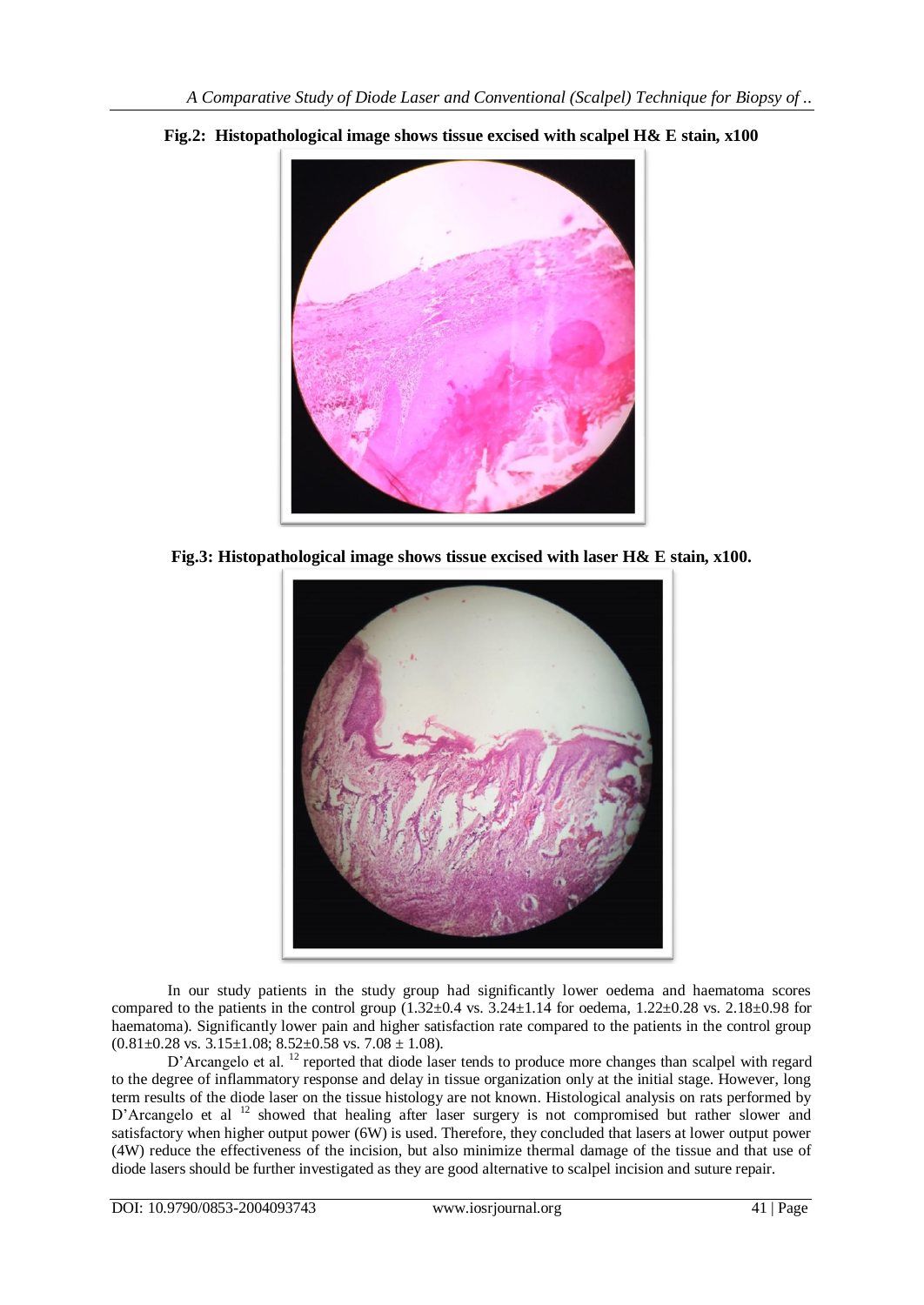**Fig.2: Histopathological image shows tissue excised with scalpel H& E stain, x100**

**Fig.3: Histopathological image shows tissue excised with laser H& E stain, x100.**

In our study patients in the study group had significantly lower oedema and haematoma scores compared to the patients in the control group (1.32±0.4 vs. 3.24±1.14 for oedema, 1.22±0.28 vs. 2.18±0.98 for haematoma). Significantly lower pain and higher satisfaction rate compared to the patients in the control group (0.81±0.28 vs. 3.15±1.08; 8.52±0.58 vs. 7.08 ± 1.08).

D'Arcangelo et al. [12] reported that diode laser tends to produce more changes than scalpel with regard to the degree of inflammatory response and delay in tissue organization only at the initial stage. However, long term results of the diode laser on the tissue histology are not known. Histological analysis on rats performed by D'Arcangelo et al [12] showed that healing after laser surgery is not compromised but rather slower and satisfactory when higher output power (6W) is used. Therefore, they concluded that lasers at lower output power (4W) reduce the effectiveness of the incision, but also minimize thermal damage of the tissue and that use of diode lasers should be further investigated as they are good alternative to scalpel incision and suture repair.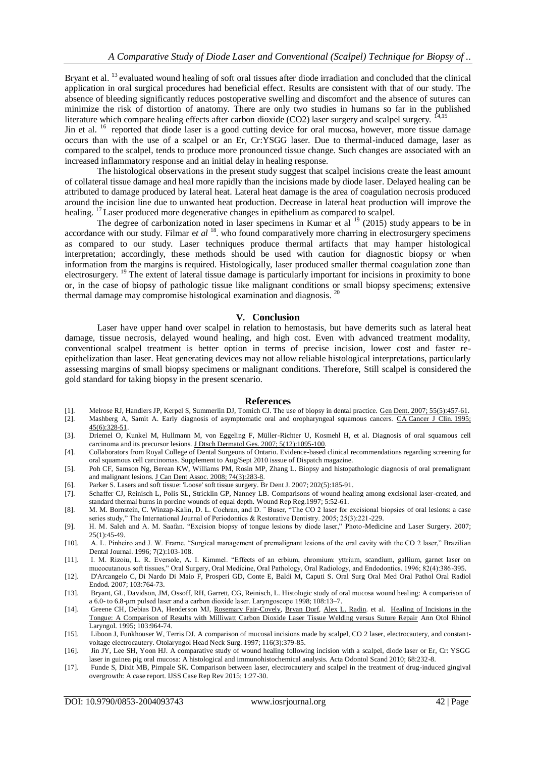Bryant et al. [13] evaluated wound healing of soft oral tissues after diode irradiation and concluded that the clinical application in oral surgical procedures had beneficial effect. Results are consistent with that of our study. The absence of bleeding significantly reduces postoperative swelling and discomfort and the absence of sutures can minimize the risk of distortion of anatomy. There are only two studies in humans so far in the published literature which compare healing effects after carbon dioxide ($CO_2$) laser surgery and scalpel surgery. [14,15]

Jin et al. [16] reported that diode laser is a good cutting device for oral mucosa, however, more tissue damage occurs than with the use of a scalpel or an Er, Cr:YSGG laser. Due to thermal-induced damage, laser as compared to the scalpel, tends to produce more pronounced tissue change. Such changes are associated with an increased inflammatory response and an initial delay in healing response.

The histological observations in the present study suggest that scalpel incisions create the least amount of collateral tissue damage and heal more rapidly than the incisions made by diode laser. Delayed healing can be attributed to damage produced by lateral heat. Lateral heat damage is the area of coagulation necrosis produced around the incision line due to unwanted heat production. Decrease in lateral heat production will improve the healing. [17] Laser produced more degenerative changes in epithelium as compared to scalpel.

The degree of carbonization noted in laser specimens in Kumar et al [19] (2015) study appears to be in accordance with our study. Filmar e*t al* [18]. who found comparatively more charring in electrosurgery specimens as compared to our study. Laser techniques produce thermal artifacts that may hamper histological interpretation; accordingly, these methods should be used with caution for diagnostic biopsy or when information from the margins is required. Histologically, laser produced smaller thermal coagulation zone than electrosurgery. [19] The extent of lateral tissue damage is particularly important for incisions in proximity to bone or, in the case of biopsy of pathologic tissue like malignant conditions or small biopsy specimens; extensive thermal damage may compromise histological examination and diagnosis. [20]

## V. Conclusion

Laser have upper hand over scalpel in relation to hemostasis, but have demerits such as lateral heat damage, tissue necrosis, delayed wound healing, and high cost. Even with advanced treatment modality, conventional scalpel treatment is better option in terms of precise incision, lower cost and faster re-epithelization than laser. Heat generating devices may not allow reliable histological interpretations, particularly assessing margins of small biopsy specimens or malignant conditions. Therefore, Still scalpel is considered the gold standard for taking biopsy in the present scenario.

## References

[1]. Melrose RJ, Handlers JP, Kerpel S, Summerlin DJ, Tomich CJ. The use of biopsy in dental practice. Gen Dent. 2007; 55(5):457-61.

[2]. Mashberg A, Samit A. Early diagnosis of asymptomatic oral and oropharyngeal squamous cancers. CA Cancer J Clin. 1995; 45(6):328-51.

[3]. Driemel O, Kunkel M, Hullmann M, von Eggeling F, Müller-Richter U, Kosmehl H, et al. Diagnosis of oral squamous cell carcinoma and its precursor lesions. J Dtsch Dermatol Ges. 2007; 5(12):1095-100.

[4]. Collaborators from Royal College of Dental Surgeons of Ontario. Evidence-based clinical recommendations regarding screening for oral squamous cell carcinomas. Supplement to Aug/Sept 2010 isssue of Dispatch magazine.

[5]. Poh CF, Samson Ng, Berean KW, Williams PM, Rosin MP, Zhang L. Biopsy and histopathologic diagnosis of oral premalignant and malignant lesions. J Can Dent Assoc. 2008; 74(3):283-8.

[6]. Parker S. Lasers and soft tissue: 'Loose' soft tissue surgery. Br Dent J. 2007; 202(5):185-91.

[7]. Schaffer CJ, Reinisch L, Polis SL, Stricklin GP, Nanney LB. Comparisons of wound healing among excisional laser-created, and standard thermal burns in porcine wounds of equal depth. Wound Rep Reg.1997; 5:52-61.

[8]. M. M. Bornstein, C. Winzap-Kalin, D. L. Cochran, and D. ¨ Buser, "The CO 2 laser for excisional biopsies of oral lesions: a case series study," The International Journal of Periodontics & Restorative Dentistry. 2005; 25(3):221-229.

[9]. H. M. Saleh and A. M. Saafan. "Excision biopsy of tongue lesions by diode laser," Photo-Medicine and Laser Surgery. 2007; 25(1):45-49.

[10]. A. L. Pinheiro and J. W. Frame. "Surgical management of premalignant lesions of the oral cavity with the CO 2 laser," Brazilian Dental Journal. 1996; 7(2):103-108.

[11]. I. M. Rizoiu, L. R. Eversole, A. I. Kimmel. "Effects of an erbium, chromium: yttrium, scandium, gallium, garnet laser on mucocutanous soft tissues," Oral Surgery, Oral Medicine, Oral Pathology, Oral Radiology, and Endodontics. 1996; 82(4):386-395.

[12]. D'Arcangelo C, Di Nardo Di Maio F, Prosperi GD, Conte E, Baldi M, Caputi S. Oral Surg Oral Med Oral Pathol Oral Radiol Endod. 2007; 103:764-73.

[13]. Bryant, GL, Davidson, JM, Ossoff, RH, Garrett, CG, Reinisch, L. Histologic study of oral mucosa wound healing: A comparison of a 6.0- to 6.8-μm pulsed laser and a carbon dioxide laser. Laryngoscope 1998; 108:13–7.

[14]. Greene CH, Debias DA, Henderson MJ, Rosemary Fair-Covely, Bryan Dorf, Alex L. Radin. et al. Healing of Incisions in the Tongue: A Comparison of Results with Milliwatt Carbon Dioxide Laser Tissue Welding versus Suture Repair Ann Otol Rhinol Laryngol. 1995; 103:964-74.

[15]. Liboon J, Funkhouser W, Terris DJ. A comparison of mucosal incisions made by scalpel, CO 2 laser, electrocautery, and constant-voltage electrocautery. Otolaryngol Head Neck Surg. 1997; 116(3):379-85.

[16]. Jin JY, Lee SH, Yoon HJ. A comparative study of wound healing following incision with a scalpel, diode laser or Er, Cr: YSGG laser in guinea pig oral mucosa: A histological and immunohistochemical analysis. Acta Odontol Scand 2010; 68:232-8.

[17]. Funde S, Dixit MB, Pimpale SK. Comparison between laser, electrocautery and scalpel in the treatment of drug-induced gingival overgrowth: A case report. IJSS Case Rep Rev 2015; 1:27-30.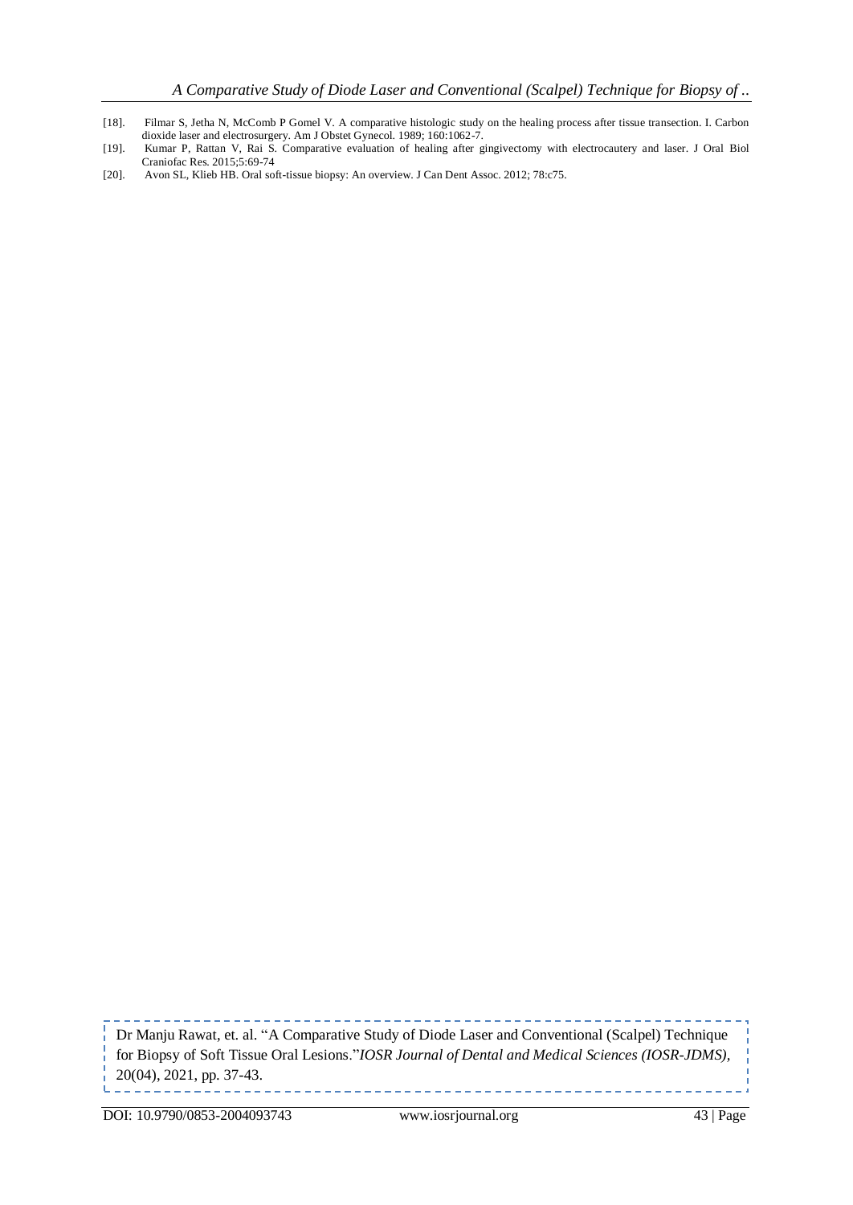[18]. Filmar S, Jetha N, McComb P Gomel V. A comparative histologic study on the healing process after tissue transection. I. Carbon dioxide laser and electrosurgery. Am J Obstet Gynecol. 1989; 160:1062-7.

[19]. Kumar P, Rattan V, Rai S. Comparative evaluation of healing after gingivectomy with electrocautery and laser. J Oral Biol Craniofac Res. 2015;5:69-74

[20]. Avon SL, Klieb HB. Oral soft-tissue biopsy: An overview. J Can Dent Assoc. 2012; 78:c75.

Dr Manju Rawat, et. al. "A Comparative Study of Diode Laser and Conventional (Scalpel) Technique for Biopsy of Soft Tissue Oral Lesions."*IOSR Journal of Dental and Medical Sciences (IOSR-JDMS),* 20(04), 2021, pp. 37-43.